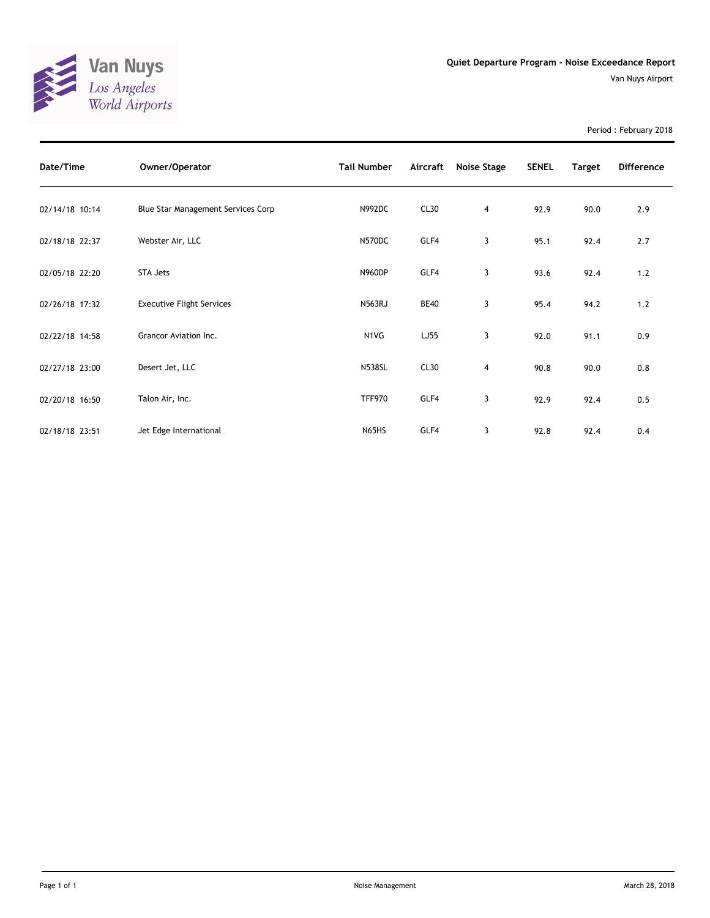Van Nuys
*Los Angeles World Airports*

# Quiet Departure Program - Noise Exceedance Report

Van Nuys Airport

Period : February 2018

| Date/Time | Owner/Operator | Tail Number | Aircraft | Noise Stage | SENEL | Target | Difference |
|---|---|---|---|---|---|---|---|
| 02/14/18 10:14 | Blue Star Management Services Corp | N992DC | CL30 | 4 | 92.9 | 90.0 | 2.9 |
| 02/18/18 22:37 | Webster Air, LLC | N570DC | GLF4 | 3 | 95.1 | 92.4 | 2.7 |
| 02/05/18 22:20 | STA Jets | N960DP | GLF4 | 3 | 93.6 | 92.4 | 1.2 |
| 02/26/18 17:32 | Executive Flight Services | N563RJ | BE40 | 3 | 95.4 | 94.2 | 1.2 |
| 02/22/18 14:58 | Grancor Aviation Inc. | N1VG | LJ55 | 3 | 92.0 | 91.1 | 0.9 |
| 02/27/18 23:00 | Desert Jet, LLC | N538SL | CL30 | 4 | 90.8 | 90.0 | 0.8 |
| 02/20/18 16:50 | Talon Air, Inc. | TFF970 | GLF4 | 3 | 92.9 | 92.4 | 0.5 |
| 02/18/18 23:51 | Jet Edge International | N65HS | GLF4 | 3 | 92.8 | 92.4 | 0.4 |

Noise Management

March 28, 2018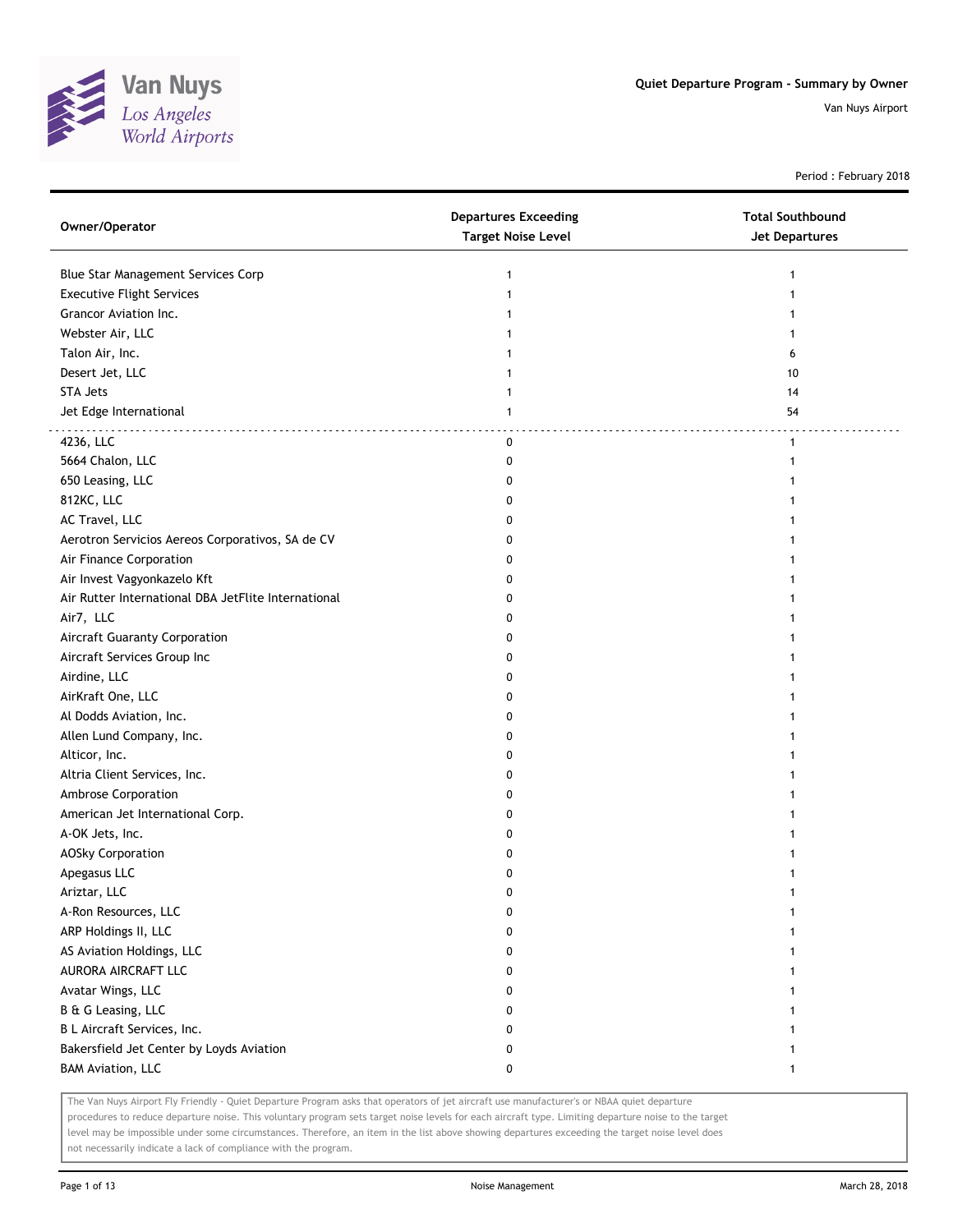# Quiet Departure Program - Summary by Owner

Van Nuys Airport

Period : February 2018

| Owner/Operator | Departures Exceeding Target Noise Level | Total Southbound Jet Departures |
|---|---|---|
| Blue Star Management Services Corp | 1 | 1 |
| Executive Flight Services | 1 | 1 |
| Grancor Aviation Inc. | 1 | 1 |
| Webster Air, LLC | 1 | 1 |
| Talon Air, Inc. | 1 | 6 |
| Desert Jet, LLC | 1 | 10 |
| STA Jets | 1 | 14 |
| Jet Edge International | 1 | 54 |
| 4236, LLC | 0 | 1 |
| 5664 Chalon, LLC | 0 | 1 |
| 650 Leasing, LLC | 0 | 1 |
| 812KC, LLC | 0 | 1 |
| AC Travel, LLC | 0 | 1 |
| Aerotron Servicios Aereos Corporativos, SA de CV | 0 | 1 |
| Air Finance Corporation | 0 | 1 |
| Air Invest Vagyonkazelo Kft | 0 | 1 |
| Air Rutter International DBA JetFlite International | 0 | 1 |
| Air7, LLC | 0 | 1 |
| Aircraft Guaranty Corporation | 0 | 1 |
| Aircraft Services Group Inc | 0 | 1 |
| Airdine, LLC | 0 | 1 |
| AirKraft One, LLC | 0 | 1 |
| Al Dodds Aviation, Inc. | 0 | 1 |
| Allen Lund Company, Inc. | 0 | 1 |
| Alticor, Inc. | 0 | 1 |
| Altria Client Services, Inc. | 0 | 1 |
| Ambrose Corporation | 0 | 1 |
| American Jet International Corp. | 0 | 1 |
| A-OK Jets, Inc. | 0 | 1 |
| AOSky Corporation | 0 | 1 |
| Apegasus LLC | 0 | 1 |
| Ariztar, LLC | 0 | 1 |
| A-Ron Resources, LLC | 0 | 1 |
| ARP Holdings II, LLC | 0 | 1 |
| AS Aviation Holdings, LLC | 0 | 1 |
| AURORA AIRCRAFT LLC | 0 | 1 |
| Avatar Wings, LLC | 0 | 1 |
| B & G Leasing, LLC | 0 | 1 |
| B L Aircraft Services, Inc. | 0 | 1 |
| Bakersfield Jet Center by Loyds Aviation | 0 | 1 |
| BAM Aviation, LLC | 0 | 1 |

The Van Nuys Airport Fly Friendly - Quiet Departure Program asks that operators of jet aircraft use manufacturer's or NBAA quiet departure procedures to reduce departure noise. This voluntary program sets target noise levels for each aircraft type. Limiting departure noise to the target level may be impossible under some circumstances. Therefore, an item in the list above showing departures exceeding the target noise level does not necessarily indicate a lack of compliance with the program.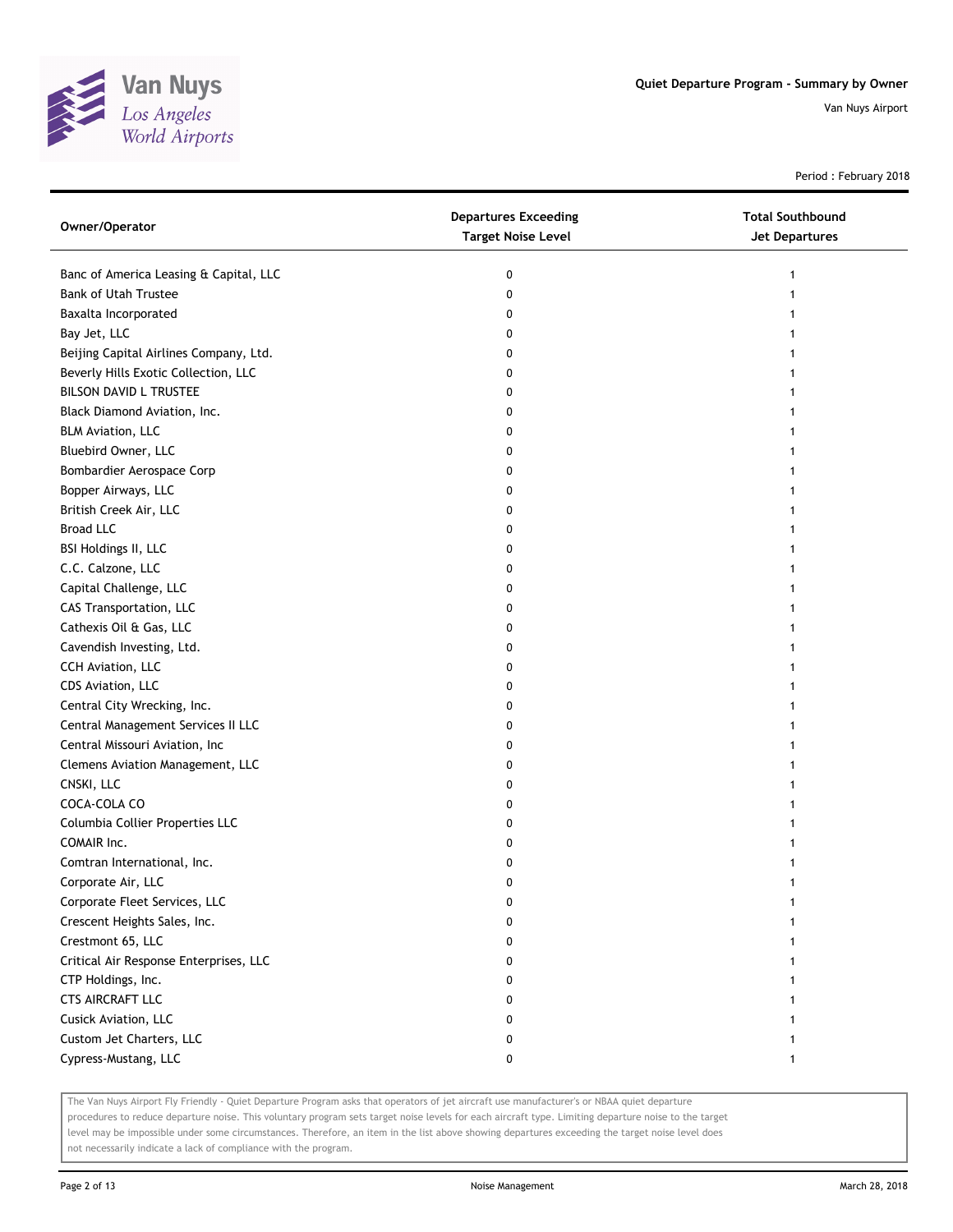Quiet Departure Program - Summary by Owner

Van Nuys Airport

Period : February 2018

| Owner/Operator | Departures Exceeding Target Noise Level | Total Southbound Jet Departures |
| --- | --- | --- |
| Banc of America Leasing & Capital, LLC | 0 | 1 |
| Bank of Utah Trustee | 0 | 1 |
| Baxalta Incorporated | 0 | 1 |
| Bay Jet, LLC | 0 | 1 |
| Beijing Capital Airlines Company, Ltd. | 0 | 1 |
| Beverly Hills Exotic Collection, LLC | 0 | 1 |
| BILSON DAVID L TRUSTEE | 0 | 1 |
| Black Diamond Aviation, Inc. | 0 | 1 |
| BLM Aviation, LLC | 0 | 1 |
| Bluebird Owner, LLC | 0 | 1 |
| Bombardier Aerospace Corp | 0 | 1 |
| Bopper Airways, LLC | 0 | 1 |
| British Creek Air, LLC | 0 | 1 |
| Broad LLC | 0 | 1 |
| BSI Holdings II, LLC | 0 | 1 |
| C.C. Calzone, LLC | 0 | 1 |
| Capital Challenge, LLC | 0 | 1 |
| CAS Transportation, LLC | 0 | 1 |
| Cathexis Oil & Gas, LLC | 0 | 1 |
| Cavendish Investing, Ltd. | 0 | 1 |
| CCH Aviation, LLC | 0 | 1 |
| CDS Aviation, LLC | 0 | 1 |
| Central City Wrecking, Inc. | 0 | 1 |
| Central Management Services II LLC | 0 | 1 |
| Central Missouri Aviation, Inc | 0 | 1 |
| Clemens Aviation Management, LLC | 0 | 1 |
| CNSKI, LLC | 0 | 1 |
| COCA-COLA CO | 0 | 1 |
| Columbia Collier Properties LLC | 0 | 1 |
| COMAIR Inc. | 0 | 1 |
| Comtran International, Inc. | 0 | 1 |
| Corporate Air, LLC | 0 | 1 |
| Corporate Fleet Services, LLC | 0 | 1 |
| Crescent Heights Sales, Inc. | 0 | 1 |
| Crestmont 65, LLC | 0 | 1 |
| Critical Air Response Enterprises, LLC | 0 | 1 |
| CTP Holdings, Inc. | 0 | 1 |
| CTS AIRCRAFT LLC | 0 | 1 |
| Cusick Aviation, LLC | 0 | 1 |
| Custom Jet Charters, LLC | 0 | 1 |
| Cypress-Mustang, LLC | 0 | 1 |

The Van Nuys Airport Fly Friendly - Quiet Departure Program asks that operators of jet aircraft use manufacturer's or NBAA quiet departure procedures to reduce departure noise. This voluntary program sets target noise levels for each aircraft type. Limiting departure noise to the target level may be impossible under some circumstances. Therefore, an item in the list above showing departures exceeding the target noise level does not necessarily indicate a lack of compliance with the program.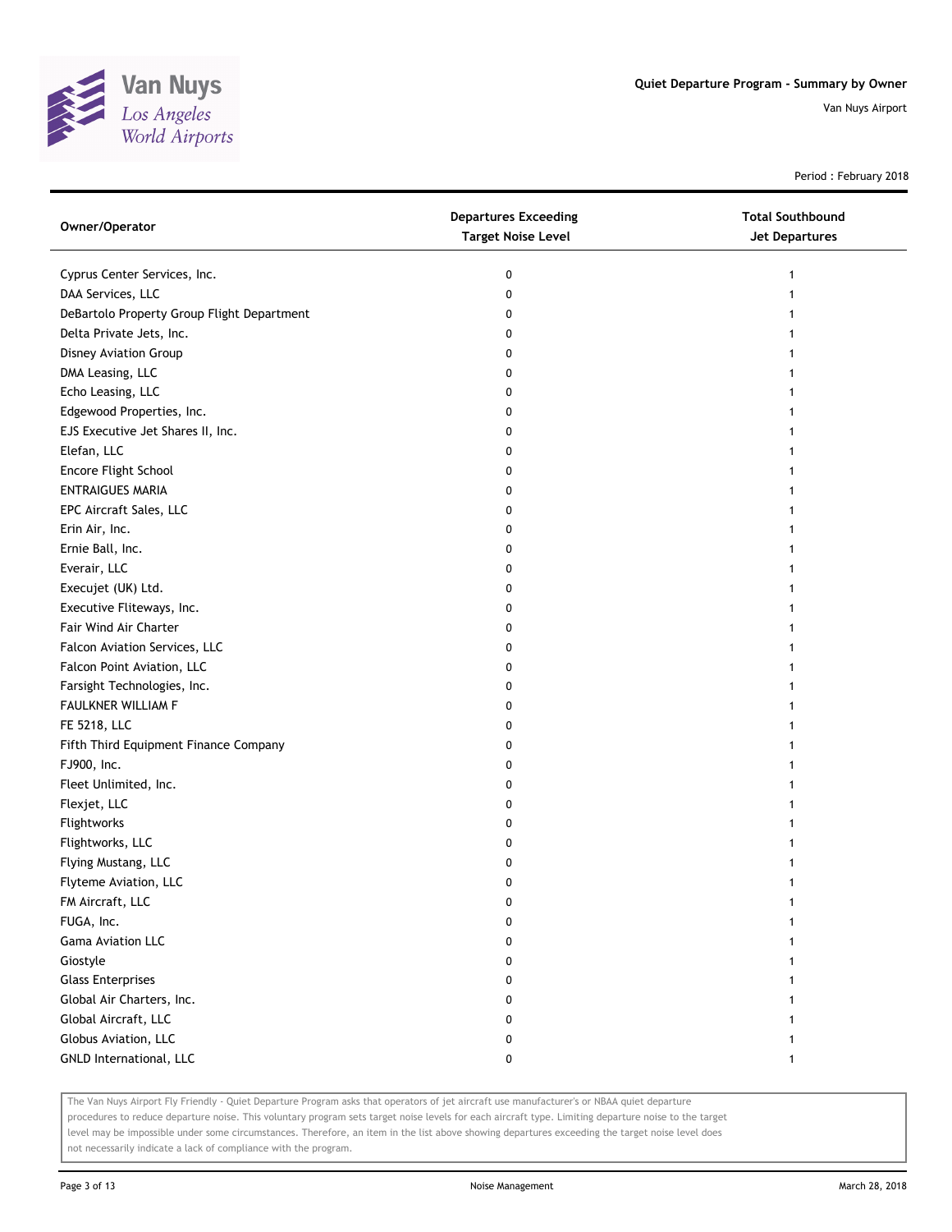# Quiet Departure Program - Summary by Owner

Van Nuys Airport

Period : February 2018

| Owner/Operator | Departures Exceeding Target Noise Level | Total Southbound Jet Departures |
|---|---|---|
| Cyprus Center Services, Inc. | 0 | 1 |
| DAA Services, LLC | 0 | 1 |
| DeBartolo Property Group Flight Department | 0 | 1 |
| Delta Private Jets, Inc. | 0 | 1 |
| Disney Aviation Group | 0 | 1 |
| DMA Leasing, LLC | 0 | 1 |
| Echo Leasing, LLC | 0 | 1 |
| Edgewood Properties, Inc. | 0 | 1 |
| EJS Executive Jet Shares II, Inc. | 0 | 1 |
| Elefan, LLC | 0 | 1 |
| Encore Flight School | 0 | 1 |
| ENTRAIGUES MARIA | 0 | 1 |
| EPC Aircraft Sales, LLC | 0 | 1 |
| Erin Air, Inc. | 0 | 1 |
| Ernie Ball, Inc. | 0 | 1 |
| Everair, LLC | 0 | 1 |
| Execujet (UK) Ltd. | 0 | 1 |
| Executive Fliteways, Inc. | 0 | 1 |
| Fair Wind Air Charter | 0 | 1 |
| Falcon Aviation Services, LLC | 0 | 1 |
| Falcon Point Aviation, LLC | 0 | 1 |
| Farsight Technologies, Inc. | 0 | 1 |
| FAULKNER WILLIAM F | 0 | 1 |
| FE 5218, LLC | 0 | 1 |
| Fifth Third Equipment Finance Company | 0 | 1 |
| FJ900, Inc. | 0 | 1 |
| Fleet Unlimited, Inc. | 0 | 1 |
| Flexjet, LLC | 0 | 1 |
| Flightworks | 0 | 1 |
| Flightworks, LLC | 0 | 1 |
| Flying Mustang, LLC | 0 | 1 |
| Flyteme Aviation, LLC | 0 | 1 |
| FM Aircraft, LLC | 0 | 1 |
| FUGA, Inc. | 0 | 1 |
| Gama Aviation LLC | 0 | 1 |
| Giostyle | 0 | 1 |
| Glass Enterprises | 0 | 1 |
| Global Air Charters, Inc. | 0 | 1 |
| Global Aircraft, LLC | 0 | 1 |
| Globus Aviation, LLC | 0 | 1 |
| GNLD International, LLC | 0 | 1 |

The Van Nuys Airport Fly Friendly - Quiet Departure Program asks that operators of jet aircraft use manufacturer's or NBAA quiet departure procedures to reduce departure noise. This voluntary program sets target noise levels for each aircraft type. Limiting departure noise to the target level may be impossible under some circumstances. Therefore, an item in the list above showing departures exceeding the target noise level does not necessarily indicate a lack of compliance with the program.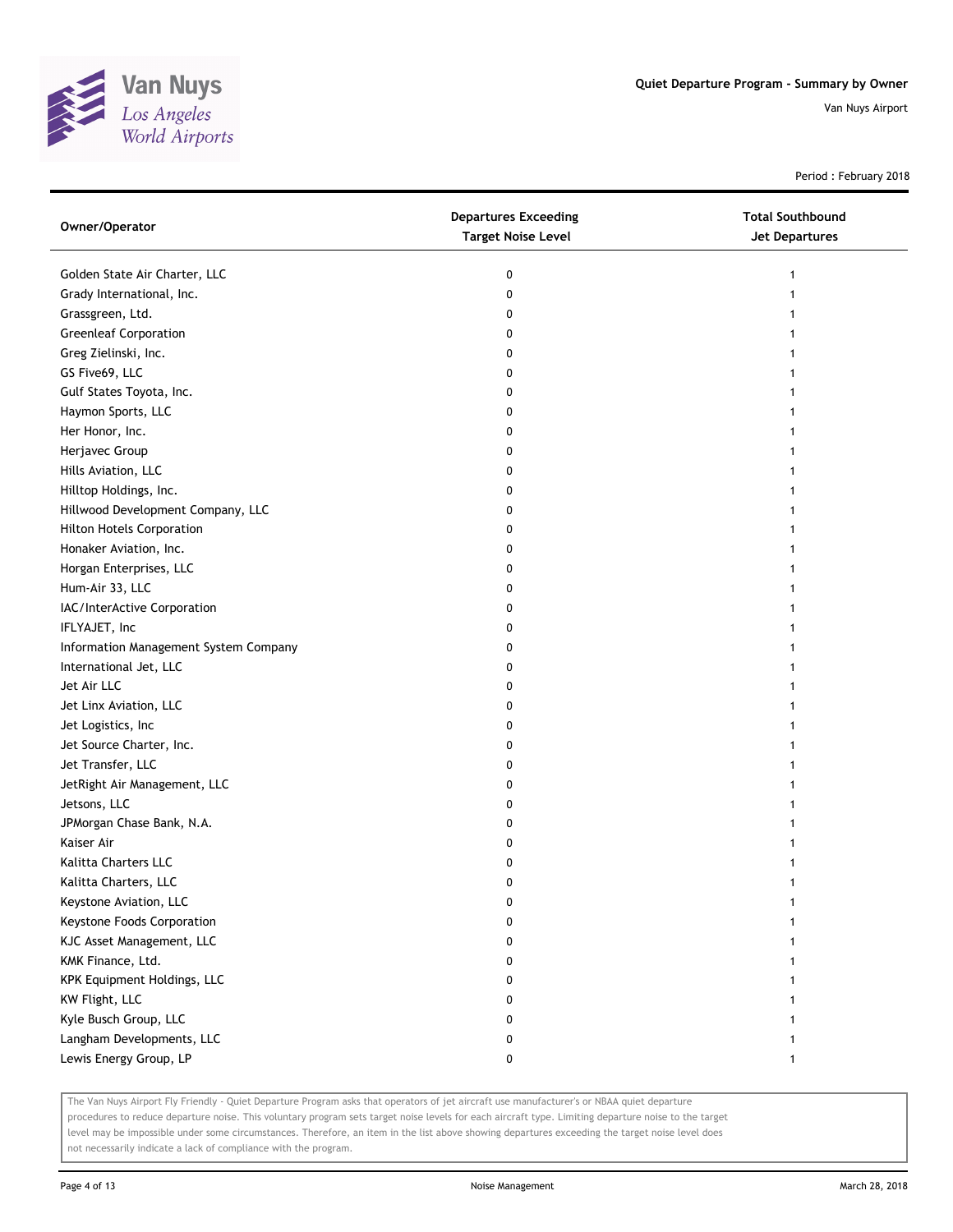# Quiet Departure Program - Summary by Owner

Van Nuys Airport

Period : February 2018

| Owner/Operator | Departures Exceeding Target Noise Level | Total Southbound Jet Departures |
|---|---|---|
| Golden State Air Charter, LLC | 0 | 1 |
| Grady International, Inc. | 0 | 1 |
| Grassgreen, Ltd. | 0 | 1 |
| Greenleaf Corporation | 0 | 1 |
| Greg Zielinski, Inc. | 0 | 1 |
| GS Five69, LLC | 0 | 1 |
| Gulf States Toyota, Inc. | 0 | 1 |
| Haymon Sports, LLC | 0 | 1 |
| Her Honor, Inc. | 0 | 1 |
| Herjavec Group | 0 | 1 |
| Hills Aviation, LLC | 0 | 1 |
| Hilltop Holdings, Inc. | 0 | 1 |
| Hillwood Development Company, LLC | 0 | 1 |
| Hilton Hotels Corporation | 0 | 1 |
| Honaker Aviation, Inc. | 0 | 1 |
| Horgan Enterprises, LLC | 0 | 1 |
| Hum-Air 33, LLC | 0 | 1 |
| IAC/InterActive Corporation | 0 | 1 |
| IFLYAJET, Inc | 0 | 1 |
| Information Management System Company | 0 | 1 |
| International Jet, LLC | 0 | 1 |
| Jet Air LLC | 0 | 1 |
| Jet Linx Aviation, LLC | 0 | 1 |
| Jet Logistics, Inc | 0 | 1 |
| Jet Source Charter, Inc. | 0 | 1 |
| Jet Transfer, LLC | 0 | 1 |
| JetRight Air Management, LLC | 0 | 1 |
| Jetsons, LLC | 0 | 1 |
| JPMorgan Chase Bank, N.A. | 0 | 1 |
| Kaiser Air | 0 | 1 |
| Kalitta Charters LLC | 0 | 1 |
| Kalitta Charters, LLC | 0 | 1 |
| Keystone Aviation, LLC | 0 | 1 |
| Keystone Foods Corporation | 0 | 1 |
| KJC Asset Management, LLC | 0 | 1 |
| KMK Finance, Ltd. | 0 | 1 |
| KPK Equipment Holdings, LLC | 0 | 1 |
| KW Flight, LLC | 0 | 1 |
| Kyle Busch Group, LLC | 0 | 1 |
| Langham Developments, LLC | 0 | 1 |
| Lewis Energy Group, LP | 0 | 1 |

The Van Nuys Airport Fly Friendly - Quiet Departure Program asks that operators of jet aircraft use manufacturer's or NBAA quiet departure procedures to reduce departure noise. This voluntary program sets target noise levels for each aircraft type. Limiting departure noise to the target level may be impossible under some circumstances. Therefore, an item in the list above showing departures exceeding the target noise level does not necessarily indicate a lack of compliance with the program.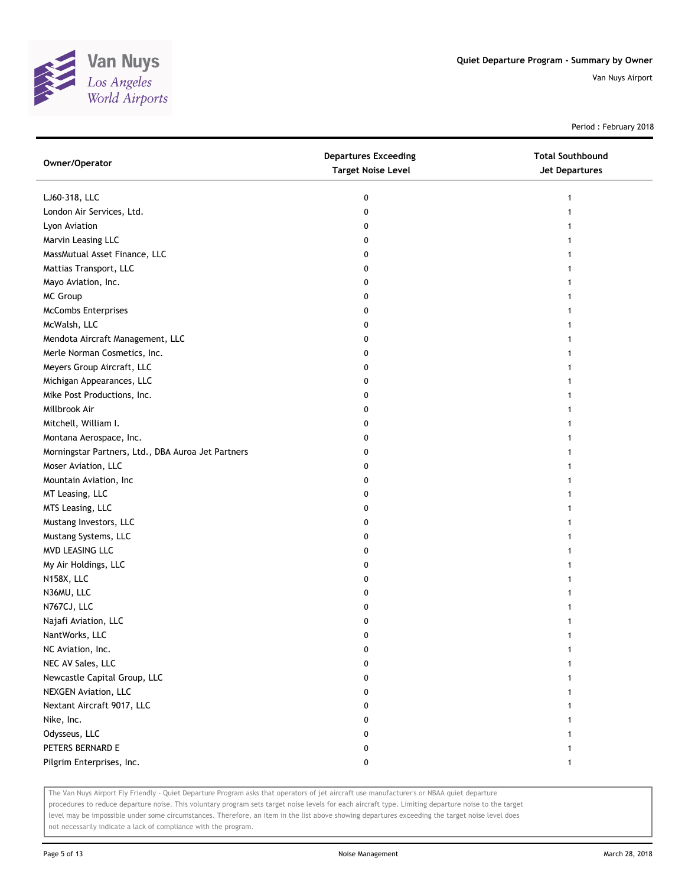# Quiet Departure Program - Summary by Owner

Van Nuys Airport

Period : February 2018

| Owner/Operator | Departures Exceeding Target Noise Level | Total Southbound Jet Departures |
|---|---|---|
| LJ60-318, LLC | 0 | 1 |
| London Air Services, Ltd. | 0 | 1 |
| Lyon Aviation | 0 | 1 |
| Marvin Leasing LLC | 0 | 1 |
| MassMutual Asset Finance, LLC | 0 | 1 |
| Mattias Transport, LLC | 0 | 1 |
| Mayo Aviation, Inc. | 0 | 1 |
| MC Group | 0 | 1 |
| McCombs Enterprises | 0 | 1 |
| McWalsh, LLC | 0 | 1 |
| Mendota Aircraft Management, LLC | 0 | 1 |
| Merle Norman Cosmetics, Inc. | 0 | 1 |
| Meyers Group Aircraft, LLC | 0 | 1 |
| Michigan Appearances, LLC | 0 | 1 |
| Mike Post Productions, Inc. | 0 | 1 |
| Millbrook Air | 0 | 1 |
| Mitchell, William I. | 0 | 1 |
| Montana Aerospace, Inc. | 0 | 1 |
| Morningstar Partners, Ltd., DBA Auroa Jet Partners | 0 | 1 |
| Moser Aviation, LLC | 0 | 1 |
| Mountain Aviation, Inc | 0 | 1 |
| MT Leasing, LLC | 0 | 1 |
| MTS Leasing, LLC | 0 | 1 |
| Mustang Investors, LLC | 0 | 1 |
| Mustang Systems, LLC | 0 | 1 |
| MVD LEASING LLC | 0 | 1 |
| My Air Holdings, LLC | 0 | 1 |
| N158X, LLC | 0 | 1 |
| N36MU, LLC | 0 | 1 |
| N767CJ, LLC | 0 | 1 |
| Najafi Aviation, LLC | 0 | 1 |
| NantWorks, LLC | 0 | 1 |
| NC Aviation, Inc. | 0 | 1 |
| NEC AV Sales, LLC | 0 | 1 |
| Newcastle Capital Group, LLC | 0 | 1 |
| NEXGEN Aviation, LLC | 0 | 1 |
| Nextant Aircraft 9017, LLC | 0 | 1 |
| Nike, Inc. | 0 | 1 |
| Odysseus, LLC | 0 | 1 |
| PETERS BERNARD E | 0 | 1 |
| Pilgrim Enterprises, Inc. | 0 | 1 |

The Van Nuys Airport Fly Friendly - Quiet Departure Program asks that operators of jet aircraft use manufacturer's or NBAA quiet departure procedures to reduce departure noise. This voluntary program sets target noise levels for each aircraft type. Limiting departure noise to the target level may be impossible under some circumstances. Therefore, an item in the list above showing departures exceeding the target noise level does not necessarily indicate a lack of compliance with the program.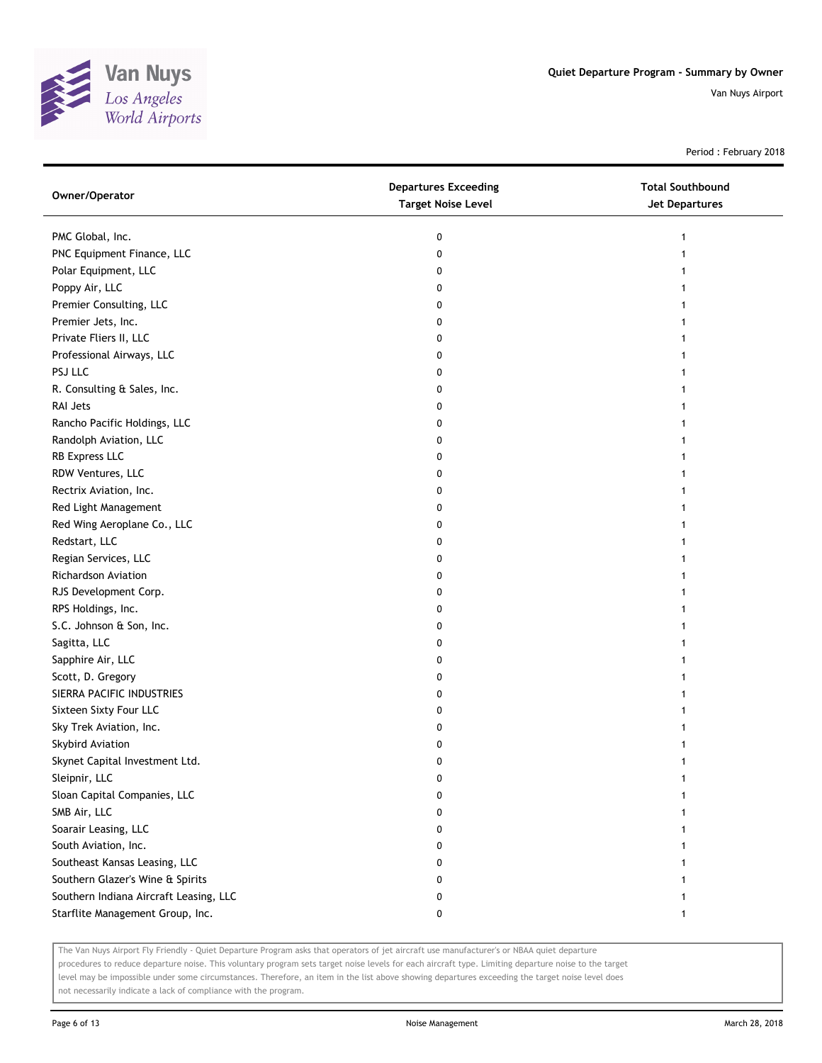Van Nuys
Los Angeles
World Airports

**Quiet Departure Program - Summary by Owner**

Van Nuys Airport

Period : February 2018

| Owner/Operator | Departures Exceeding Target Noise Level | Total Southbound Jet Departures |
|---|---|---|
| PMC Global, Inc. | 0 | 1 |
| PNC Equipment Finance, LLC | 0 | 1 |
| Polar Equipment, LLC | 0 | 1 |
| Poppy Air, LLC | 0 | 1 |
| Premier Consulting, LLC | 0 | 1 |
| Premier Jets, Inc. | 0 | 1 |
| Private Fliers II, LLC | 0 | 1 |
| Professional Airways, LLC | 0 | 1 |
| PSJ LLC | 0 | 1 |
| R. Consulting & Sales, Inc. | 0 | 1 |
| RAI Jets | 0 | 1 |
| Rancho Pacific Holdings, LLC | 0 | 1 |
| Randolph Aviation, LLC | 0 | 1 |
| RB Express LLC | 0 | 1 |
| RDW Ventures, LLC | 0 | 1 |
| Rectrix Aviation, Inc. | 0 | 1 |
| Red Light Management | 0 | 1 |
| Red Wing Aeroplane Co., LLC | 0 | 1 |
| Redstart, LLC | 0 | 1 |
| Regian Services, LLC | 0 | 1 |
| Richardson Aviation | 0 | 1 |
| RJS Development Corp. | 0 | 1 |
| RPS Holdings, Inc. | 0 | 1 |
| S.C. Johnson & Son, Inc. | 0 | 1 |
| Sagitta, LLC | 0 | 1 |
| Sapphire Air, LLC | 0 | 1 |
| Scott, D. Gregory | 0 | 1 |
| SIERRA PACIFIC INDUSTRIES | 0 | 1 |
| Sixteen Sixty Four LLC | 0 | 1 |
| Sky Trek Aviation, Inc. | 0 | 1 |
| Skybird Aviation | 0 | 1 |
| Skynet Capital Investment Ltd. | 0 | 1 |
| Sleipnir, LLC | 0 | 1 |
| Sloan Capital Companies, LLC | 0 | 1 |
| SMB Air, LLC | 0 | 1 |
| Soarair Leasing, LLC | 0 | 1 |
| South Aviation, Inc. | 0 | 1 |
| Southeast Kansas Leasing, LLC | 0 | 1 |
| Southern Glazer's Wine & Spirits | 0 | 1 |
| Southern Indiana Aircraft Leasing, LLC | 0 | 1 |
| Starflite Management Group, Inc. | 0 | 1 |

The Van Nuys Airport Fly Friendly - Quiet Departure Program asks that operators of jet aircraft use manufacturer's or NBAA quiet departure procedures to reduce departure noise. This voluntary program sets target noise levels for each aircraft type. Limiting departure noise to the target level may be impossible under some circumstances. Therefore, an item in the list above showing departures exceeding the target noise level does not necessarily indicate a lack of compliance with the program.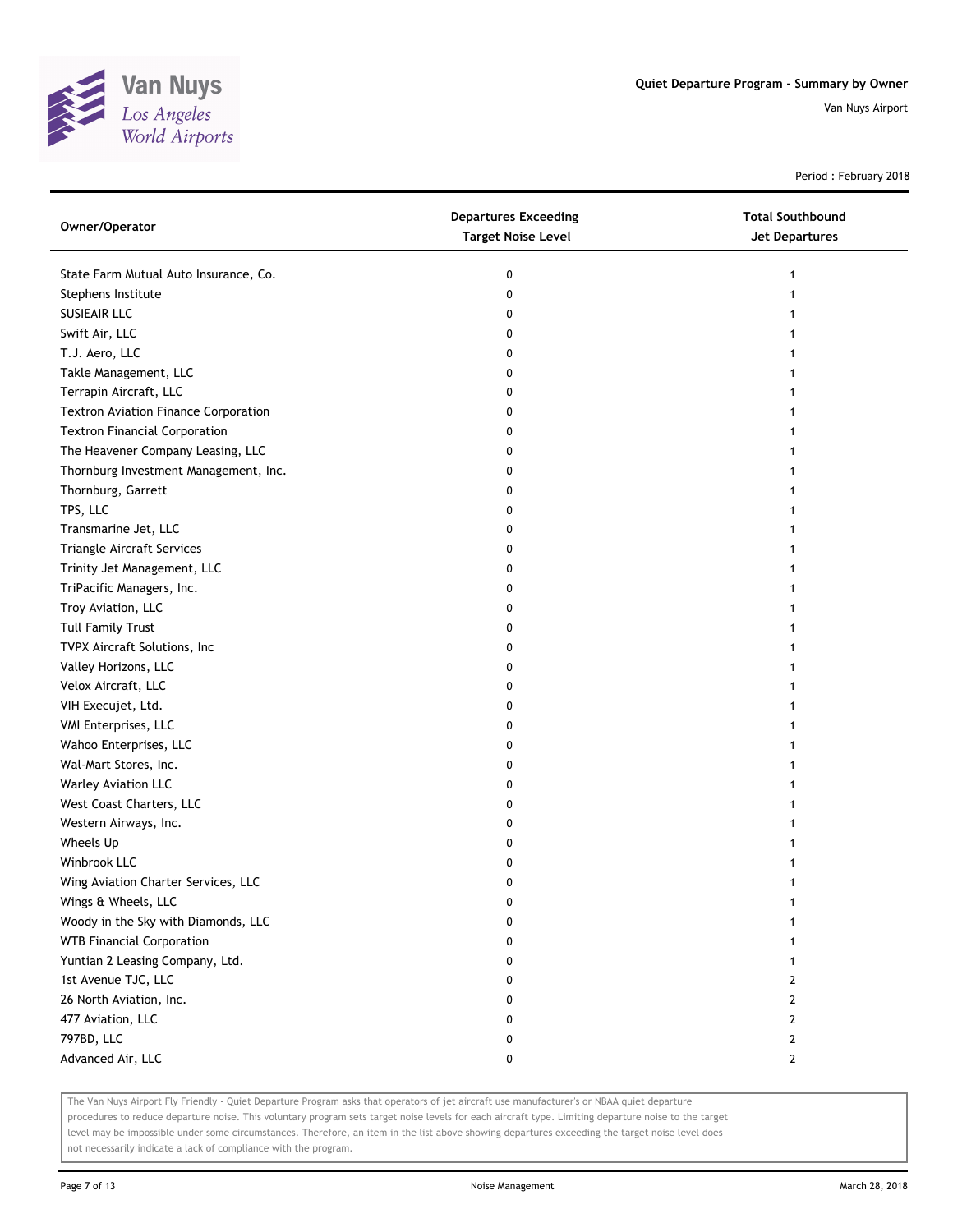Quiet Departure Program - Summary by Owner

Van Nuys Airport

Period : February 2018

| Owner/Operator | Departures Exceeding Target Noise Level | Total Southbound Jet Departures |
|---|---|---|
| State Farm Mutual Auto Insurance, Co. | 0 | 1 |
| Stephens Institute | 0 | 1 |
| SUSIEAIR LLC | 0 | 1 |
| Swift Air, LLC | 0 | 1 |
| T.J. Aero, LLC | 0 | 1 |
| Takle Management, LLC | 0 | 1 |
| Terrapin Aircraft, LLC | 0 | 1 |
| Textron Aviation Finance Corporation | 0 | 1 |
| Textron Financial Corporation | 0 | 1 |
| The Heavener Company Leasing, LLC | 0 | 1 |
| Thornburg Investment Management, Inc. | 0 | 1 |
| Thornburg, Garrett | 0 | 1 |
| TPS, LLC | 0 | 1 |
| Transmarine Jet, LLC | 0 | 1 |
| Triangle Aircraft Services | 0 | 1 |
| Trinity Jet Management, LLC | 0 | 1 |
| TriPacific Managers, Inc. | 0 | 1 |
| Troy Aviation, LLC | 0 | 1 |
| Tull Family Trust | 0 | 1 |
| TVPX Aircraft Solutions, Inc | 0 | 1 |
| Valley Horizons, LLC | 0 | 1 |
| Velox Aircraft, LLC | 0 | 1 |
| VIH Execujet, Ltd. | 0 | 1 |
| VMI Enterprises, LLC | 0 | 1 |
| Wahoo Enterprises, LLC | 0 | 1 |
| Wal-Mart Stores, Inc. | 0 | 1 |
| Warley Aviation LLC | 0 | 1 |
| West Coast Charters, LLC | 0 | 1 |
| Western Airways, Inc. | 0 | 1 |
| Wheels Up | 0 | 1 |
| Winbrook LLC | 0 | 1 |
| Wing Aviation Charter Services, LLC | 0 | 1 |
| Wings & Wheels, LLC | 0 | 1 |
| Woody in the Sky with Diamonds, LLC | 0 | 1 |
| WTB Financial Corporation | 0 | 1 |
| Yuntian 2 Leasing Company, Ltd. | 0 | 1 |
| 1st Avenue TJC, LLC | 0 | 2 |
| 26 North Aviation, Inc. | 0 | 2 |
| 477 Aviation, LLC | 0 | 2 |
| 797BD, LLC | 0 | 2 |
| Advanced Air, LLC | 0 | 2 |

The Van Nuys Airport Fly Friendly - Quiet Departure Program asks that operators of jet aircraft use manufacturer's or NBAA quiet departure procedures to reduce departure noise. This voluntary program sets target noise levels for each aircraft type. Limiting departure noise to the target level may be impossible under some circumstances. Therefore, an item in the list above showing departures exceeding the target noise level does not necessarily indicate a lack of compliance with the program.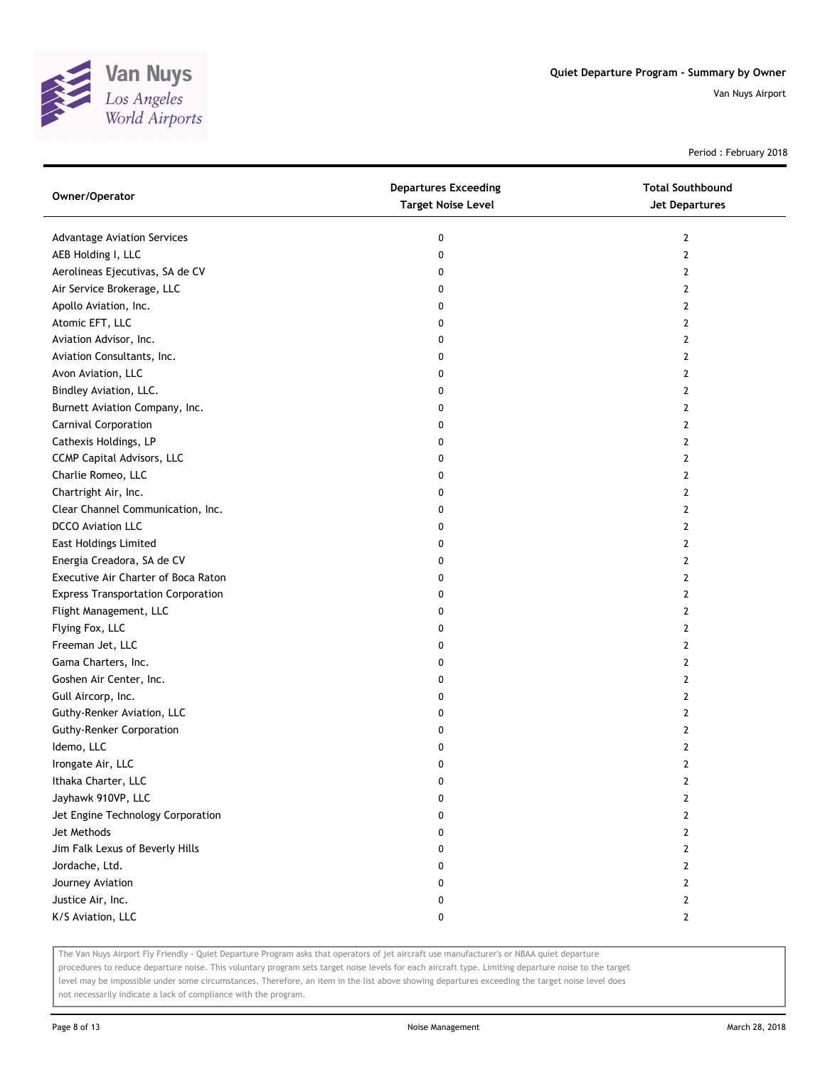# Quiet Departure Program - Summary by Owner

Van Nuys Airport

Period : February 2018

| Owner/Operator | Departures Exceeding Target Noise Level | Total Southbound Jet Departures |
|---|---|---|
| Advantage Aviation Services | 0 | 2 |
| AEB Holding I, LLC | 0 | 2 |
| Aerolineas Ejecutivas, SA de CV | 0 | 2 |
| Air Service Brokerage, LLC | 0 | 2 |
| Apollo Aviation, Inc. | 0 | 2 |
| Atomic EFT, LLC | 0 | 2 |
| Aviation Advisor, Inc. | 0 | 2 |
| Aviation Consultants, Inc. | 0 | 2 |
| Avon Aviation, LLC | 0 | 2 |
| Bindley Aviation, LLC. | 0 | 2 |
| Burnett Aviation Company, Inc. | 0 | 2 |
| Carnival Corporation | 0 | 2 |
| Cathexis Holdings, LP | 0 | 2 |
| CCMP Capital Advisors, LLC | 0 | 2 |
| Charlie Romeo, LLC | 0 | 2 |
| Chartright Air, Inc. | 0 | 2 |
| Clear Channel Communication, Inc. | 0 | 2 |
| DCCO Aviation LLC | 0 | 2 |
| East Holdings Limited | 0 | 2 |
| Energia Creadora, SA de CV | 0 | 2 |
| Executive Air Charter of Boca Raton | 0 | 2 |
| Express Transportation Corporation | 0 | 2 |
| Flight Management, LLC | 0 | 2 |
| Flying Fox, LLC | 0 | 2 |
| Freeman Jet, LLC | 0 | 2 |
| Gama Charters, Inc. | 0 | 2 |
| Goshen Air Center, Inc. | 0 | 2 |
| Gull Aircorp, Inc. | 0 | 2 |
| Guthy-Renker Aviation, LLC | 0 | 2 |
| Guthy-Renker Corporation | 0 | 2 |
| Idemo, LLC | 0 | 2 |
| Irongate Air, LLC | 0 | 2 |
| Ithaka Charter, LLC | 0 | 2 |
| Jayhawk 910VP, LLC | 0 | 2 |
| Jet Engine Technology Corporation | 0 | 2 |
| Jet Methods | 0 | 2 |
| Jim Falk Lexus of Beverly Hills | 0 | 2 |
| Jordache, Ltd. | 0 | 2 |
| Journey Aviation | 0 | 2 |
| Justice Air, Inc. | 0 | 2 |
| K/S Aviation, LLC | 0 | 2 |

The Van Nuys Airport Fly Friendly - Quiet Departure Program asks that operators of jet aircraft use manufacturer's or NBAA quiet departure procedures to reduce departure noise. This voluntary program sets target noise levels for each aircraft type. Limiting departure noise to the target level may be impossible under some circumstances. Therefore, an item in the list above showing departures exceeding the target noise level does not necessarily indicate a lack of compliance with the program.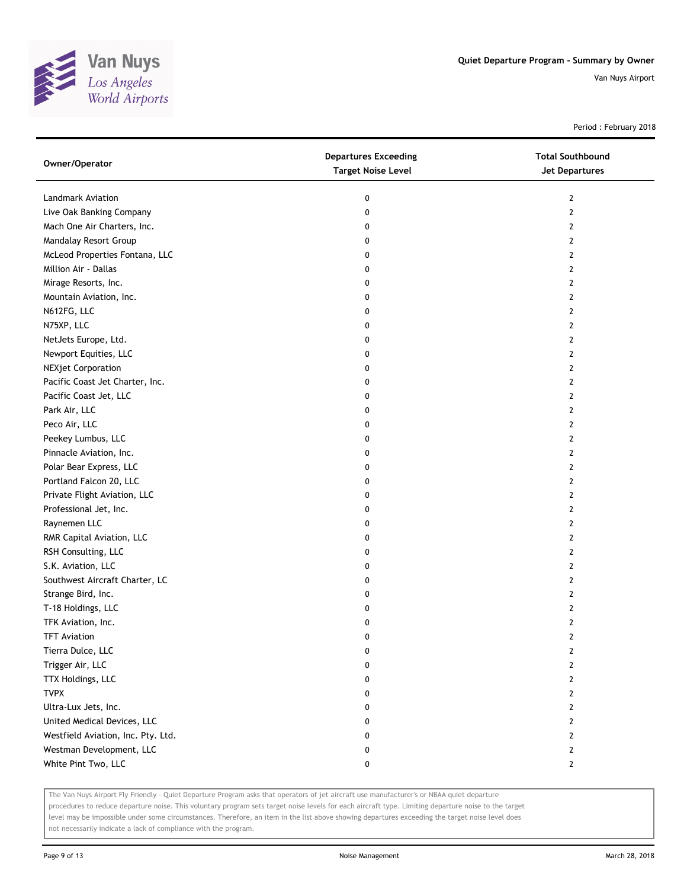# Quiet Departure Program - Summary by Owner

Van Nuys Airport

Period : February 2018

| Owner/Operator | Departures Exceeding Target Noise Level | Total Southbound Jet Departures |
|---|---|---|
| Landmark Aviation | 0 | 2 |
| Live Oak Banking Company | 0 | 2 |
| Mach One Air Charters, Inc. | 0 | 2 |
| Mandalay Resort Group | 0 | 2 |
| McLeod Properties Fontana, LLC | 0 | 2 |
| Million Air - Dallas | 0 | 2 |
| Mirage Resorts, Inc. | 0 | 2 |
| Mountain Aviation, Inc. | 0 | 2 |
| N612FG, LLC | 0 | 2 |
| N75XP, LLC | 0 | 2 |
| NetJets Europe, Ltd. | 0 | 2 |
| Newport Equities, LLC | 0 | 2 |
| NEXjet Corporation | 0 | 2 |
| Pacific Coast Jet Charter, Inc. | 0 | 2 |
| Pacific Coast Jet, LLC | 0 | 2 |
| Park Air, LLC | 0 | 2 |
| Peco Air, LLC | 0 | 2 |
| Peekey Lumbus, LLC | 0 | 2 |
| Pinnacle Aviation, Inc. | 0 | 2 |
| Polar Bear Express, LLC | 0 | 2 |
| Portland Falcon 20, LLC | 0 | 2 |
| Private Flight Aviation, LLC | 0 | 2 |
| Professional Jet, Inc. | 0 | 2 |
| Raynemen LLC | 0 | 2 |
| RMR Capital Aviation, LLC | 0 | 2 |
| RSH Consulting, LLC | 0 | 2 |
| S.K. Aviation, LLC | 0 | 2 |
| Southwest Aircraft Charter, LC | 0 | 2 |
| Strange Bird, Inc. | 0 | 2 |
| T-18 Holdings, LLC | 0 | 2 |
| TFK Aviation, Inc. | 0 | 2 |
| TFT Aviation | 0 | 2 |
| Tierra Dulce, LLC | 0 | 2 |
| Trigger Air, LLC | 0 | 2 |
| TTX Holdings, LLC | 0 | 2 |
| TVPX | 0 | 2 |
| Ultra-Lux Jets, Inc. | 0 | 2 |
| United Medical Devices, LLC | 0 | 2 |
| Westfield Aviation, Inc. Pty. Ltd. | 0 | 2 |
| Westman Development, LLC | 0 | 2 |
| White Pint Two, LLC | 0 | 2 |

The Van Nuys Airport Fly Friendly - Quiet Departure Program asks that operators of jet aircraft use manufacturer's or NBAA quiet departure procedures to reduce departure noise. This voluntary program sets target noise levels for each aircraft type. Limiting departure noise to the target level may be impossible under some circumstances. Therefore, an item in the list above showing departures exceeding the target noise level does not necessarily indicate a lack of compliance with the program.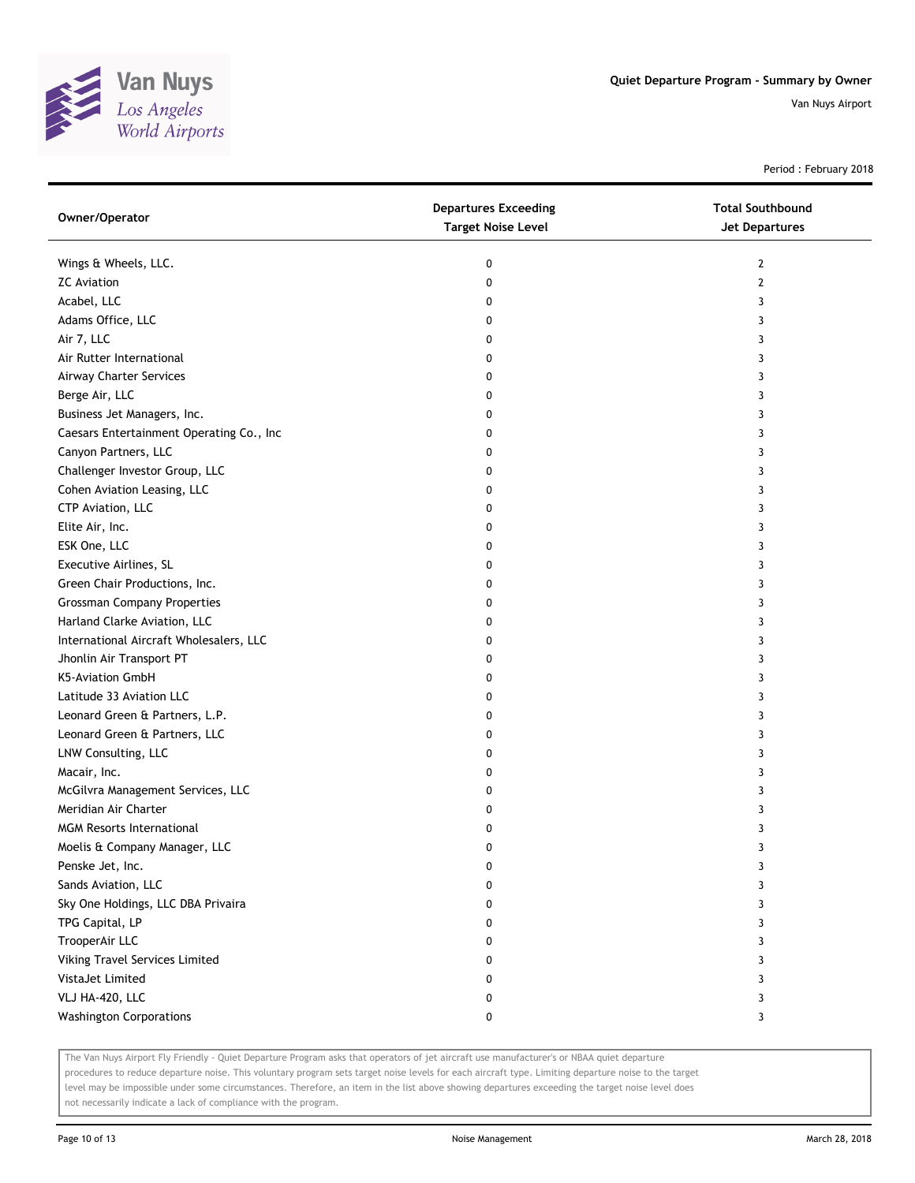# Quiet Departure Program - Summary by Owner

Van Nuys Airport

Period : February 2018

| Owner/Operator | Departures Exceeding Target Noise Level | Total Southbound Jet Departures |
|---|---|---|
| Wings & Wheels, LLC. | 0 | 2 |
| ZC Aviation | 0 | 2 |
| Acabel, LLC | 0 | 3 |
| Adams Office, LLC | 0 | 3 |
| Air 7, LLC | 0 | 3 |
| Air Rutter International | 0 | 3 |
| Airway Charter Services | 0 | 3 |
| Berge Air, LLC | 0 | 3 |
| Business Jet Managers, Inc. | 0 | 3 |
| Caesars Entertainment Operating Co., Inc | 0 | 3 |
| Canyon Partners, LLC | 0 | 3 |
| Challenger Investor Group, LLC | 0 | 3 |
| Cohen Aviation Leasing, LLC | 0 | 3 |
| CTP Aviation, LLC | 0 | 3 |
| Elite Air, Inc. | 0 | 3 |
| ESK One, LLC | 0 | 3 |
| Executive Airlines, SL | 0 | 3 |
| Green Chair Productions, Inc. | 0 | 3 |
| Grossman Company Properties | 0 | 3 |
| Harland Clarke Aviation, LLC | 0 | 3 |
| International Aircraft Wholesalers, LLC | 0 | 3 |
| Jhonlin Air Transport PT | 0 | 3 |
| K5-Aviation GmbH | 0 | 3 |
| Latitude 33 Aviation LLC | 0 | 3 |
| Leonard Green & Partners, L.P. | 0 | 3 |
| Leonard Green & Partners, LLC | 0 | 3 |
| LNW Consulting, LLC | 0 | 3 |
| Macair, Inc. | 0 | 3 |
| McGilvra Management Services, LLC | 0 | 3 |
| Meridian Air Charter | 0 | 3 |
| MGM Resorts International | 0 | 3 |
| Moelis & Company Manager, LLC | 0 | 3 |
| Penske Jet, Inc. | 0 | 3 |
| Sands Aviation, LLC | 0 | 3 |
| Sky One Holdings, LLC DBA Privaira | 0 | 3 |
| TPG Capital, LP | 0 | 3 |
| TrooperAir LLC | 0 | 3 |
| Viking Travel Services Limited | 0 | 3 |
| VistaJet Limited | 0 | 3 |
| VLJ HA-420, LLC | 0 | 3 |
| Washington Corporations | 0 | 3 |

The Van Nuys Airport Fly Friendly - Quiet Departure Program asks that operators of jet aircraft use manufacturer's or NBAA quiet departure procedures to reduce departure noise. This voluntary program sets target noise levels for each aircraft type. Limiting departure noise to the target level may be impossible under some circumstances. Therefore, an item in the list above showing departures exceeding the target noise level does not necessarily indicate a lack of compliance with the program.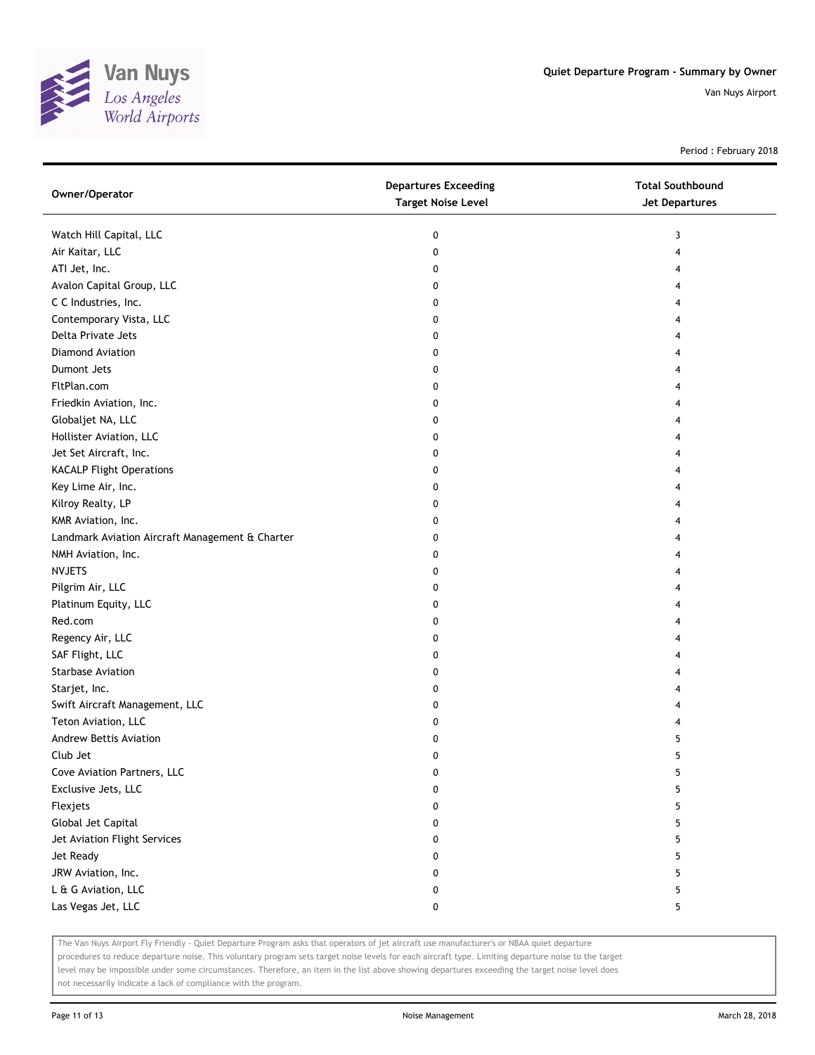Quiet Departure Program - Summary by Owner

Van Nuys Airport

Period : February 2018

| Owner/Operator | Departures Exceeding Target Noise Level | Total Southbound Jet Departures |
|---|---|---|
| Watch Hill Capital, LLC | 0 | 3 |
| Air Kaitar, LLC | 0 | 4 |
| ATI Jet, Inc. | 0 | 4 |
| Avalon Capital Group, LLC | 0 | 4 |
| C C Industries, Inc. | 0 | 4 |
| Contemporary Vista, LLC | 0 | 4 |
| Delta Private Jets | 0 | 4 |
| Diamond Aviation | 0 | 4 |
| Dumont Jets | 0 | 4 |
| FltPlan.com | 0 | 4 |
| Friedkin Aviation, Inc. | 0 | 4 |
| Globaljet NA, LLC | 0 | 4 |
| Hollister Aviation, LLC | 0 | 4 |
| Jet Set Aircraft, Inc. | 0 | 4 |
| KACALP Flight Operations | 0 | 4 |
| Key Lime Air, Inc. | 0 | 4 |
| Kilroy Realty, LP | 0 | 4 |
| KMR Aviation, Inc. | 0 | 4 |
| Landmark Aviation Aircraft Management & Charter | 0 | 4 |
| NMH Aviation, Inc. | 0 | 4 |
| NVJETS | 0 | 4 |
| Pilgrim Air, LLC | 0 | 4 |
| Platinum Equity, LLC | 0 | 4 |
| Red.com | 0 | 4 |
| Regency Air, LLC | 0 | 4 |
| SAF Flight, LLC | 0 | 4 |
| Starbase Aviation | 0 | 4 |
| Starjet, Inc. | 0 | 4 |
| Swift Aircraft Management, LLC | 0 | 4 |
| Teton Aviation, LLC | 0 | 4 |
| Andrew Bettis Aviation | 0 | 5 |
| Club Jet | 0 | 5 |
| Cove Aviation Partners, LLC | 0 | 5 |
| Exclusive Jets, LLC | 0 | 5 |
| Flexjets | 0 | 5 |
| Global Jet Capital | 0 | 5 |
| Jet Aviation Flight Services | 0 | 5 |
| Jet Ready | 0 | 5 |
| JRW Aviation, Inc. | 0 | 5 |
| L & G Aviation, LLC | 0 | 5 |
| Las Vegas Jet, LLC | 0 | 5 |

The Van Nuys Airport Fly Friendly - Quiet Departure Program asks that operators of jet aircraft use manufacturer's or NBAA quiet departure procedures to reduce departure noise. This voluntary program sets target noise levels for each aircraft type. Limiting departure noise to the target level may be impossible under some circumstances. Therefore, an item in the list above showing departures exceeding the target noise level does not necessarily indicate a lack of compliance with the program.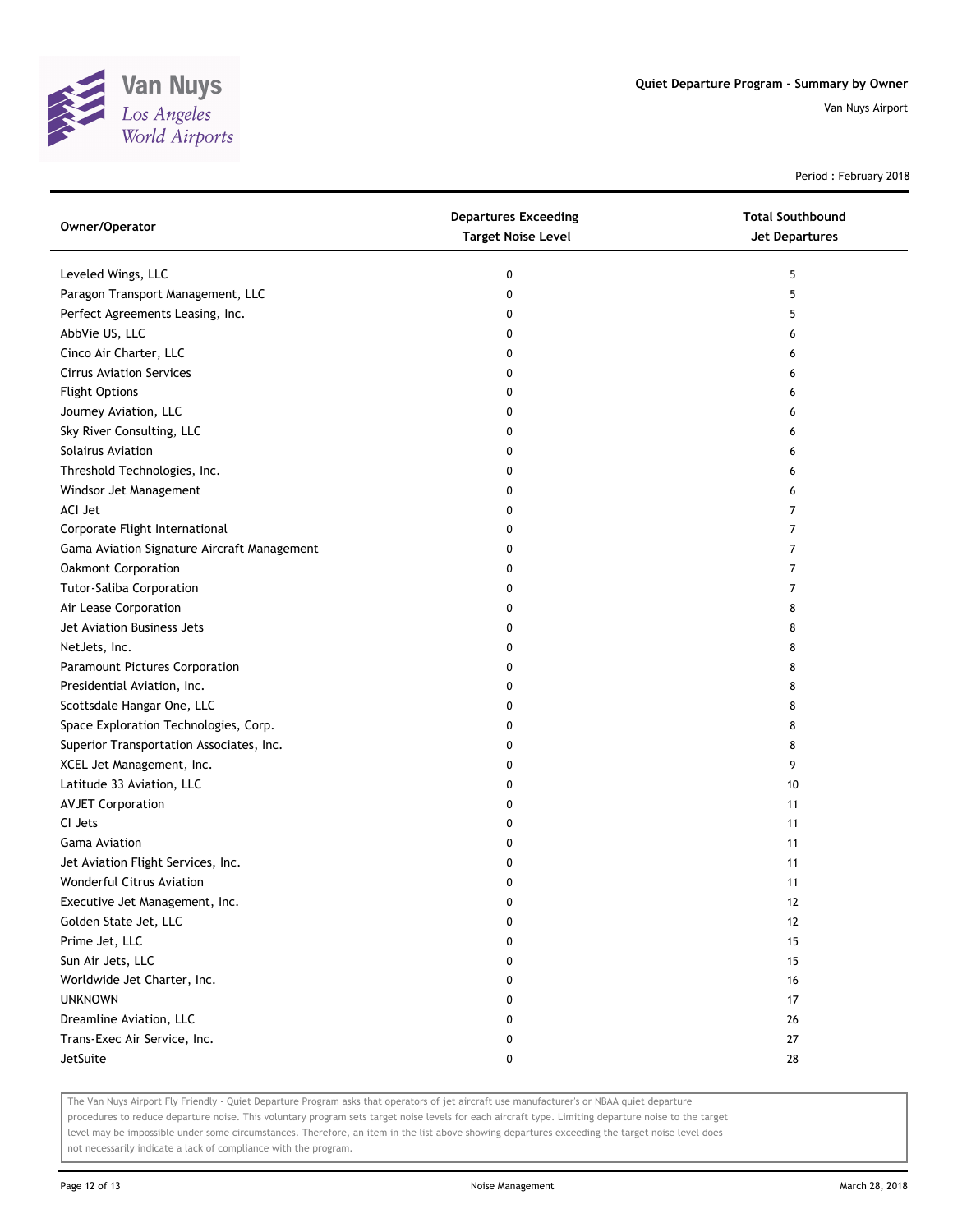Quiet Departure Program - Summary by Owner

Van Nuys Airport

Period : February 2018

| Owner/Operator | Departures Exceeding Target Noise Level | Total Southbound Jet Departures |
|---|---|---|
| Leveled Wings, LLC | 0 | 5 |
| Paragon Transport Management, LLC | 0 | 5 |
| Perfect Agreements Leasing, Inc. | 0 | 5 |
| AbbVie US, LLC | 0 | 6 |
| Cinco Air Charter, LLC | 0 | 6 |
| Cirrus Aviation Services | 0 | 6 |
| Flight Options | 0 | 6 |
| Journey Aviation, LLC | 0 | 6 |
| Sky River Consulting, LLC | 0 | 6 |
| Solairus Aviation | 0 | 6 |
| Threshold Technologies, Inc. | 0 | 6 |
| Windsor Jet Management | 0 | 6 |
| ACI Jet | 0 | 7 |
| Corporate Flight International | 0 | 7 |
| Gama Aviation Signature Aircraft Management | 0 | 7 |
| Oakmont Corporation | 0 | 7 |
| Tutor-Saliba Corporation | 0 | 7 |
| Air Lease Corporation | 0 | 8 |
| Jet Aviation Business Jets | 0 | 8 |
| NetJets, Inc. | 0 | 8 |
| Paramount Pictures Corporation | 0 | 8 |
| Presidential Aviation, Inc. | 0 | 8 |
| Scottsdale Hangar One, LLC | 0 | 8 |
| Space Exploration Technologies, Corp. | 0 | 8 |
| Superior Transportation Associates, Inc. | 0 | 8 |
| XCEL Jet Management, Inc. | 0 | 9 |
| Latitude 33 Aviation, LLC | 0 | 10 |
| AVJET Corporation | 0 | 11 |
| CI Jets | 0 | 11 |
| Gama Aviation | 0 | 11 |
| Jet Aviation Flight Services, Inc. | 0 | 11 |
| Wonderful Citrus Aviation | 0 | 11 |
| Executive Jet Management, Inc. | 0 | 12 |
| Golden State Jet, LLC | 0 | 12 |
| Prime Jet, LLC | 0 | 15 |
| Sun Air Jets, LLC | 0 | 15 |
| Worldwide Jet Charter, Inc. | 0 | 16 |
| UNKNOWN | 0 | 17 |
| Dreamline Aviation, LLC | 0 | 26 |
| Trans-Exec Air Service, Inc. | 0 | 27 |
| JetSuite | 0 | 28 |

The Van Nuys Airport Fly Friendly - Quiet Departure Program asks that operators of jet aircraft use manufacturer's or NBAA quiet departure procedures to reduce departure noise. This voluntary program sets target noise levels for each aircraft type. Limiting departure noise to the target level may be impossible under some circumstances. Therefore, an item in the list above showing departures exceeding the target noise level does not necessarily indicate a lack of compliance with the program.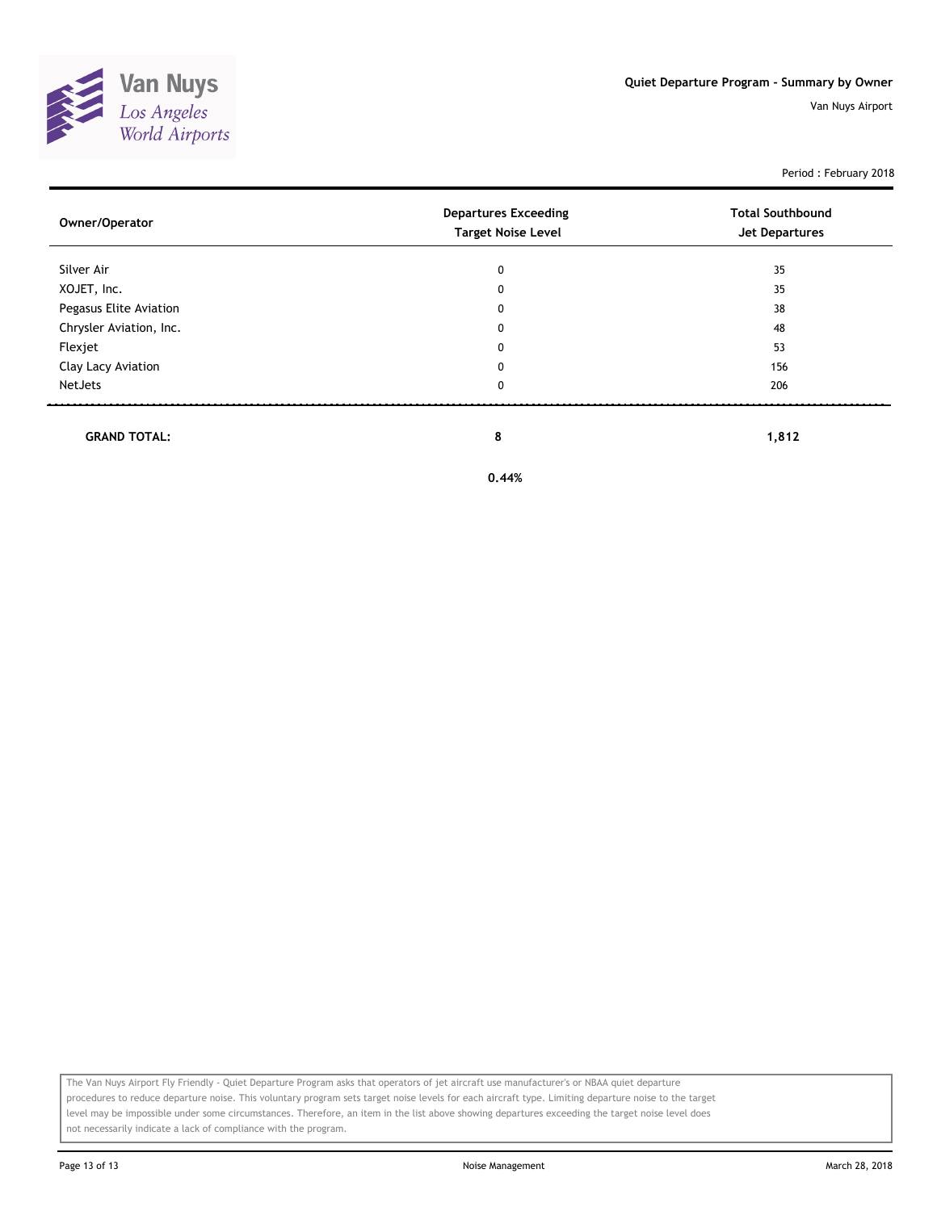| Owner/Operator | Departures Exceeding Target Noise Level | Total Southbound Jet Departures |
|---|---|---|
| Silver Air | 0 | 35 |
| XOJET, Inc. | 0 | 35 |
| Pegasus Elite Aviation | 0 | 38 |
| Chrysler Aviation, Inc. | 0 | 48 |
| Flexjet | 0 | 53 |
| Clay Lacy Aviation | 0 | 156 |
| NetJets | 0 | 206 |
| **GRAND TOTAL:** | **8** | **1,812** |
| | **0.44%** | |

The Van Nuys Airport Fly Friendly - Quiet Departure Program asks that operators of jet aircraft use manufacturer's or NBAA quiet departure procedures to reduce departure noise. This voluntary program sets target noise levels for each aircraft type. Limiting departure noise to the target level may be impossible under some circumstances. Therefore, an item in the list above showing departures exceeding the target noise level does not necessarily indicate a lack of compliance with the program.